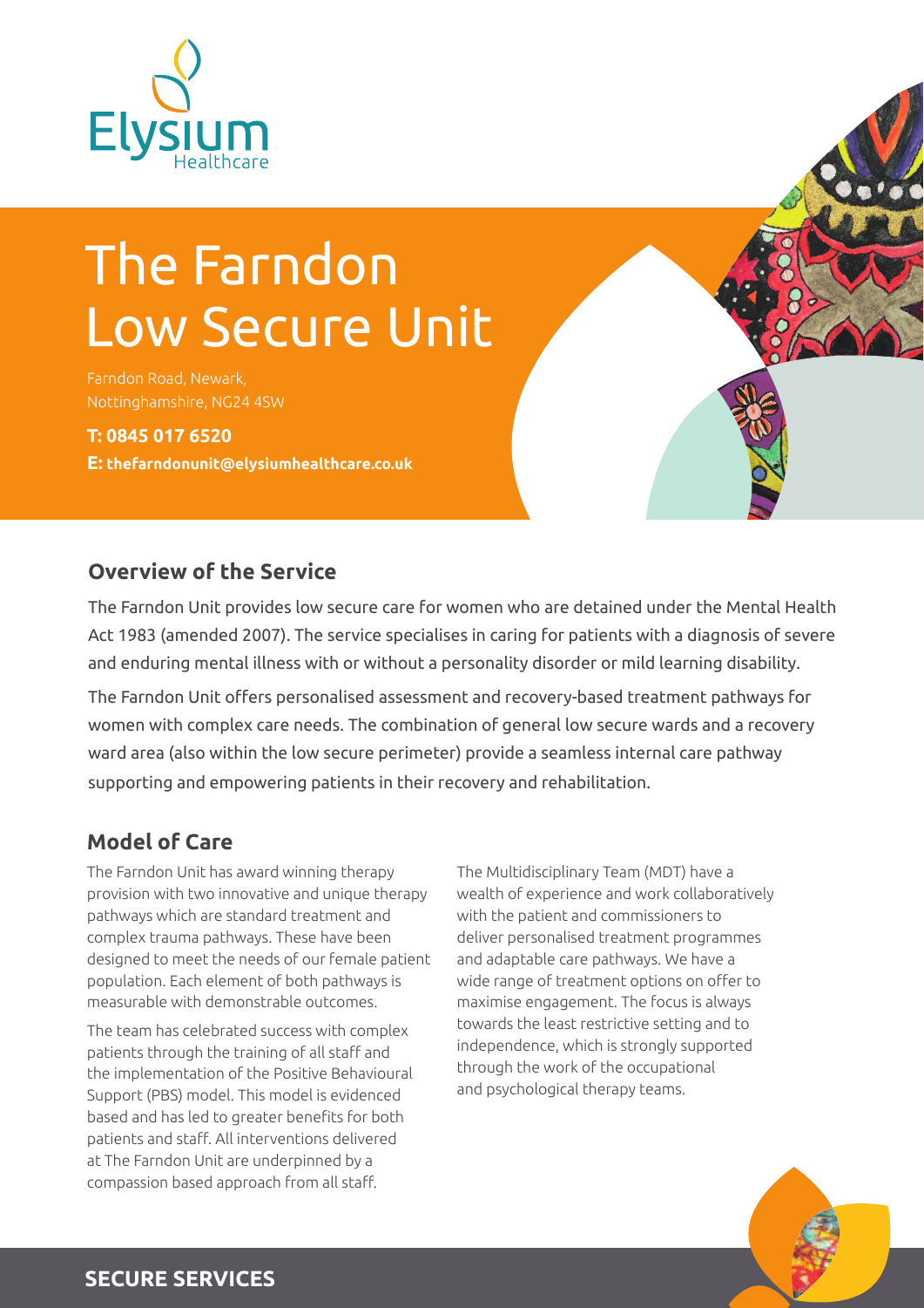Elysium Healthcare

# The Farndon Low Secure Unit

Farndon Road, Newark, Nottinghamshire, NG24 4SW

**T: 0845 017 6520**
**E: thefarndonunit@elysiumhealthcare.co.uk**

## Overview of the Service

The Farndon Unit provides low secure care for women who are detained under the Mental Health Act 1983 (amended 2007). The service specialises in caring for patients with a diagnosis of severe and enduring mental illness with or without a personality disorder or mild learning disability.

The Farndon Unit offers personalised assessment and recovery-based treatment pathways for women with complex care needs. The combination of general low secure wards and a recovery ward area (also within the low secure perimeter) provide a seamless internal care pathway supporting and empowering patients in their recovery and rehabilitation.

## Model of Care

The Farndon Unit has award winning therapy provision with two innovative and unique therapy pathways which are standard treatment and complex trauma pathways. These have been designed to meet the needs of our female patient population. Each element of both pathways is measurable with demonstrable outcomes.

The team has celebrated success with complex patients through the training of all staff and the implementation of the Positive Behavioural Support (PBS) model. This model is evidenced based and has led to greater benefits for both patients and staff. All interventions delivered at The Farndon Unit are underpinned by a compassion based approach from all staff.

The Multidisciplinary Team (MDT) have a wealth of experience and work collaboratively with the patient and commissioners to deliver personalised treatment programmes and adaptable care pathways. We have a wide range of treatment options on offer to maximise engagement. The focus is always towards the least restrictive setting and to independence, which is strongly supported through the work of the occupational and psychological therapy teams.

**SECURE SERVICES**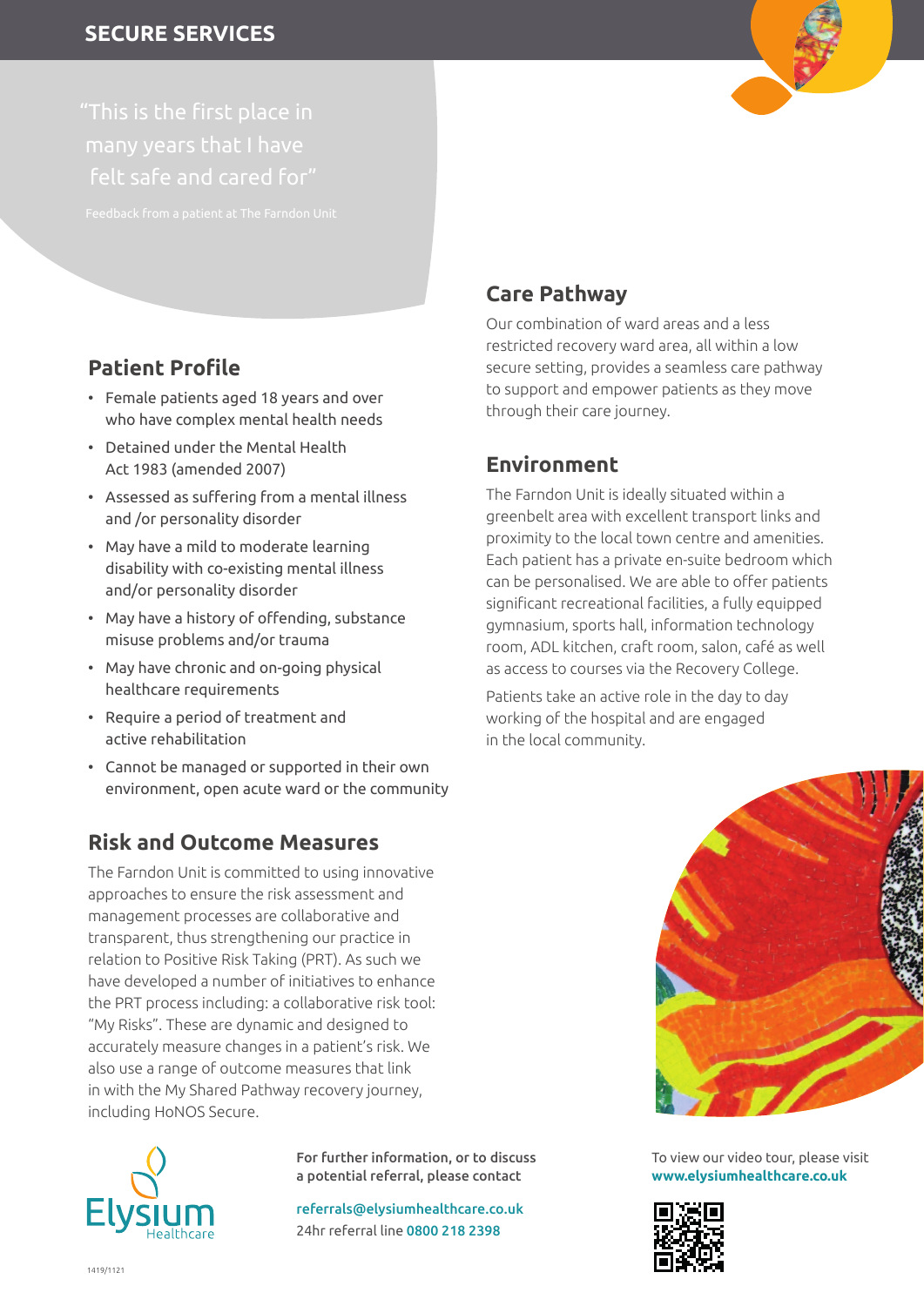SECURE SERVICES

"This is the first place in many years that I have felt safe and cared for"

Feedback from a patient at The Farndon Unit

## Patient Profile

- Female patients aged 18 years and over who have complex mental health needs
- Detained under the Mental Health Act 1983 (amended 2007)
- Assessed as suffering from a mental illness and /or personality disorder
- May have a mild to moderate learning disability with co-existing mental illness and/or personality disorder
- May have a history of offending, substance misuse problems and/or trauma
- May have chronic and on-going physical healthcare requirements
- Require a period of treatment and active rehabilitation
- Cannot be managed or supported in their own environment, open acute ward or the community

## Risk and Outcome Measures

The Farndon Unit is committed to using innovative approaches to ensure the risk assessment and management processes are collaborative and transparent, thus strengthening our practice in relation to Positive Risk Taking (PRT). As such we have developed a number of initiatives to enhance the PRT process including: a collaborative risk tool: "My Risks". These are dynamic and designed to accurately measure changes in a patient's risk. We also use a range of outcome measures that link in with the My Shared Pathway recovery journey, including HoNOS Secure.

## Care Pathway

Our combination of ward areas and a less restricted recovery ward area, all within a low secure setting, provides a seamless care pathway to support and empower patients as they move through their care journey.

## Environment

The Farndon Unit is ideally situated within a greenbelt area with excellent transport links and proximity to the local town centre and amenities. Each patient has a private en-suite bedroom which can be personalised. We are able to offer patients significant recreational facilities, a fully equipped gymnasium, sports hall, information technology room, ADL kitchen, craft room, salon, café as well as access to courses via the Recovery College.

Patients take an active role in the day to day working of the hospital and are engaged in the local community.

Elysium Healthcare

**For further information, or to discuss a potential referral, please contact**

**referrals@elysiumhealthcare.co.uk**
24hr referral line **0800 218 2398**

To view our video tour, please visit
**www.elysiumhealthcare.co.uk**

1419/1121